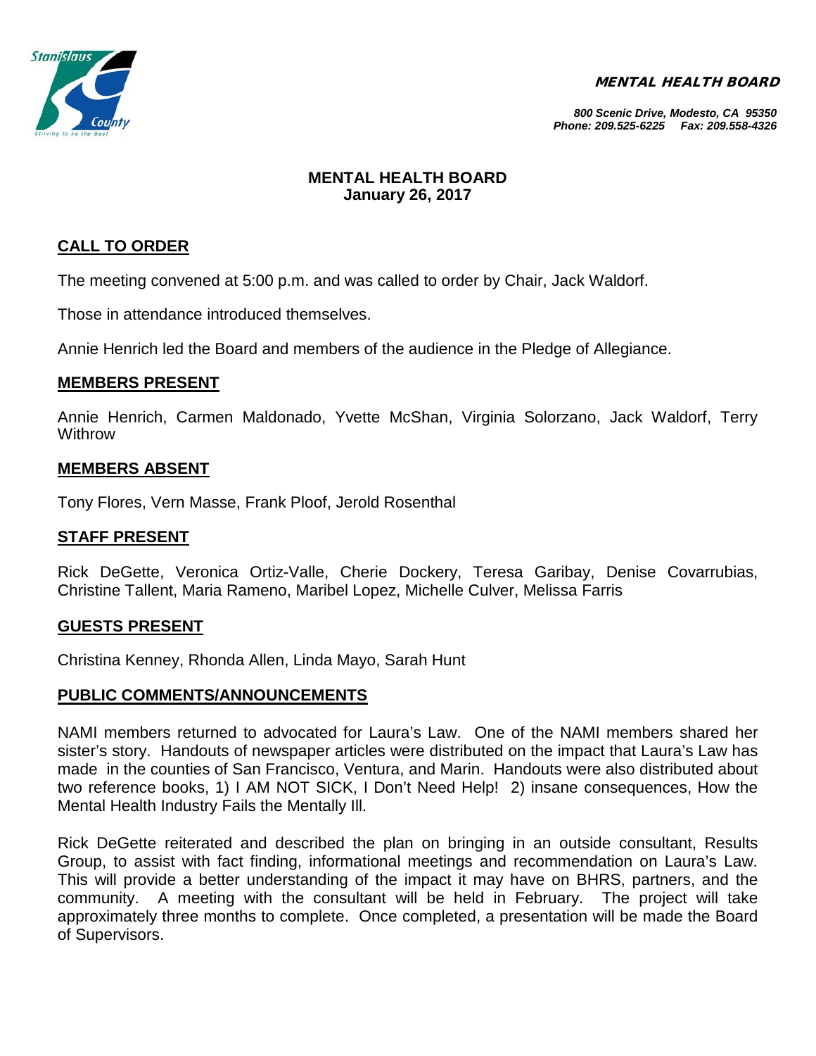**MENTAL HEALTH BOARD**

*800 Scenic Drive, Modesto, CA 95350*
*Phone: 209.525-6225 Fax: 209.558-4326*

# MENTAL HEALTH BOARD
## January 26, 2017

## CALL TO ORDER

The meeting convened at 5:00 p.m. and was called to order by Chair, Jack Waldorf.

Those in attendance introduced themselves.

Annie Henrich led the Board and members of the audience in the Pledge of Allegiance.

## MEMBERS PRESENT

Annie Henrich, Carmen Maldonado, Yvette McShan, Virginia Solorzano, Jack Waldorf, Terry Withrow

## MEMBERS ABSENT

Tony Flores, Vern Masse, Frank Ploof, Jerold Rosenthal

## STAFF PRESENT

Rick DeGette, Veronica Ortiz-Valle, Cherie Dockery, Teresa Garibay, Denise Covarrubias, Christine Tallent, Maria Rameno, Maribel Lopez, Michelle Culver, Melissa Farris

## GUESTS PRESENT

Christina Kenney, Rhonda Allen, Linda Mayo, Sarah Hunt

## PUBLIC COMMENTS/ANNOUNCEMENTS

NAMI members returned to advocated for Laura's Law. One of the NAMI members shared her sister's story. Handouts of newspaper articles were distributed on the impact that Laura's Law has made in the counties of San Francisco, Ventura, and Marin. Handouts were also distributed about two reference books, 1) I AM NOT SICK, I Don't Need Help! 2) insane consequences, How the Mental Health Industry Fails the Mentally Ill.

Rick DeGette reiterated and described the plan on bringing in an outside consultant, Results Group, to assist with fact finding, informational meetings and recommendation on Laura's Law. This will provide a better understanding of the impact it may have on BHRS, partners, and the community. A meeting with the consultant will be held in February. The project will take approximately three months to complete. Once completed, a presentation will be made the Board of Supervisors.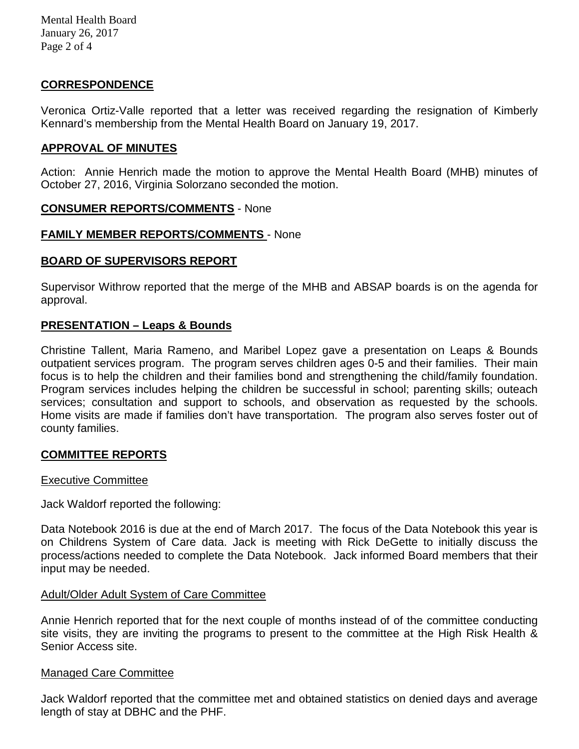## CORRESPONDENCE

Veronica Ortiz-Valle reported that a letter was received regarding the resignation of Kimberly Kennard's membership from the Mental Health Board on January 19, 2017.

## APPROVAL OF MINUTES

Action: Annie Henrich made the motion to approve the Mental Health Board (MHB) minutes of October 27, 2016, Virginia Solorzano seconded the motion.

## CONSUMER REPORTS/COMMENTS - None

## FAMILY MEMBER REPORTS/COMMENTS - None

## BOARD OF SUPERVISORS REPORT

Supervisor Withrow reported that the merge of the MHB and ABSAP boards is on the agenda for approval.

## PRESENTATION – Leaps & Bounds

Christine Tallent, Maria Rameno, and Maribel Lopez gave a presentation on Leaps & Bounds outpatient services program. The program serves children ages 0-5 and their families. Their main focus is to help the children and their families bond and strengthening the child/family foundation. Program services includes helping the children be successful in school; parenting skills; outeach services; consultation and support to schools, and observation as requested by the schools. Home visits are made if families don't have transportation. The program also serves foster out of county families.

## COMMITTEE REPORTS

### Executive Committee

Jack Waldorf reported the following:

Data Notebook 2016 is due at the end of March 2017. The focus of the Data Notebook this year is on Childrens System of Care data. Jack is meeting with Rick DeGette to initially discuss the process/actions needed to complete the Data Notebook. Jack informed Board members that their input may be needed.

### Adult/Older Adult System of Care Committee

Annie Henrich reported that for the next couple of months instead of of the committee conducting site visits, they are inviting the programs to present to the committee at the High Risk Health & Senior Access site.

### Managed Care Committee

Jack Waldorf reported that the committee met and obtained statistics on denied days and average length of stay at DBHC and the PHF.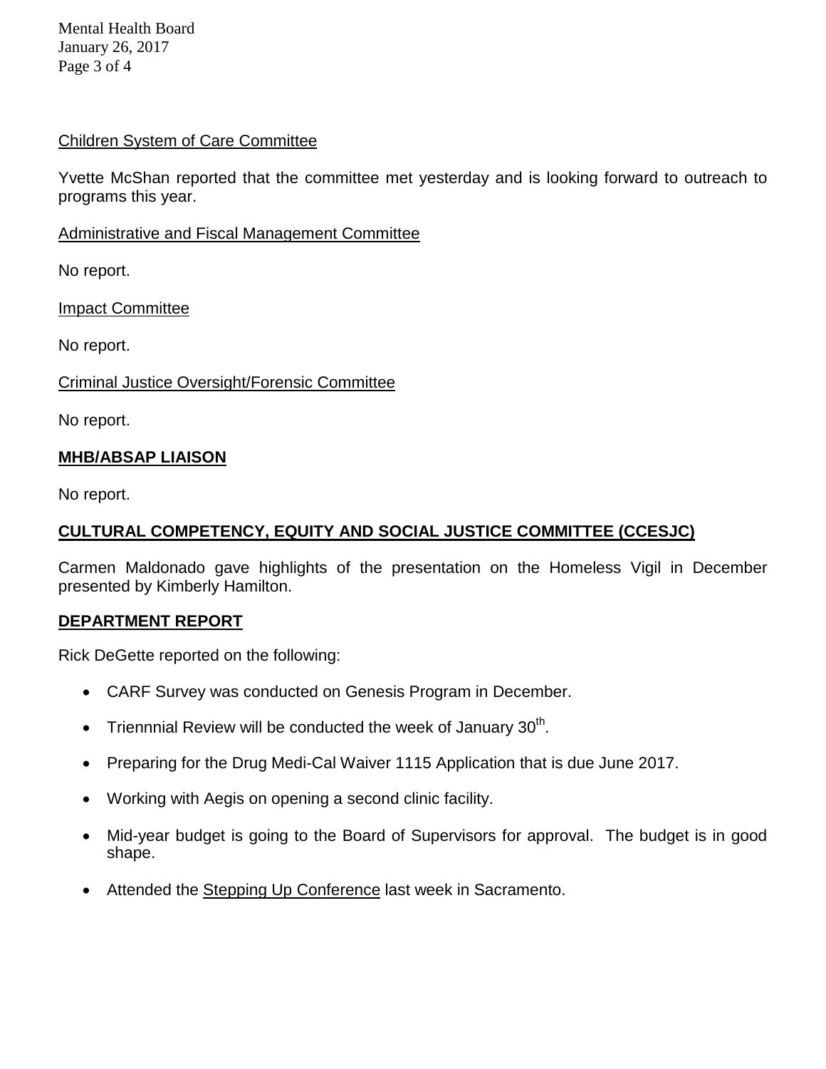Children System of Care Committee

Yvette McShan reported that the committee met yesterday and is looking forward to outreach to programs this year.

Administrative and Fiscal Management Committee

No report.

Impact Committee

No report.

Criminal Justice Oversight/Forensic Committee

No report.

## MHB/ABSAP LIAISON

No report.

## CULTURAL COMPETENCY, EQUITY AND SOCIAL JUSTICE COMMITTEE (CCESJC)

Carmen Maldonado gave highlights of the presentation on the Homeless Vigil in December presented by Kimberly Hamilton.

## DEPARTMENT REPORT

Rick DeGette reported on the following:

- CARF Survey was conducted on Genesis Program in December.
- Triennnial Review will be conducted the week of January 30th.
- Preparing for the Drug Medi-Cal Waiver 1115 Application that is due June 2017.
- Working with Aegis on opening a second clinic facility.
- Mid-year budget is going to the Board of Supervisors for approval. The budget is in good shape.
- Attended the Stepping Up Conference last week in Sacramento.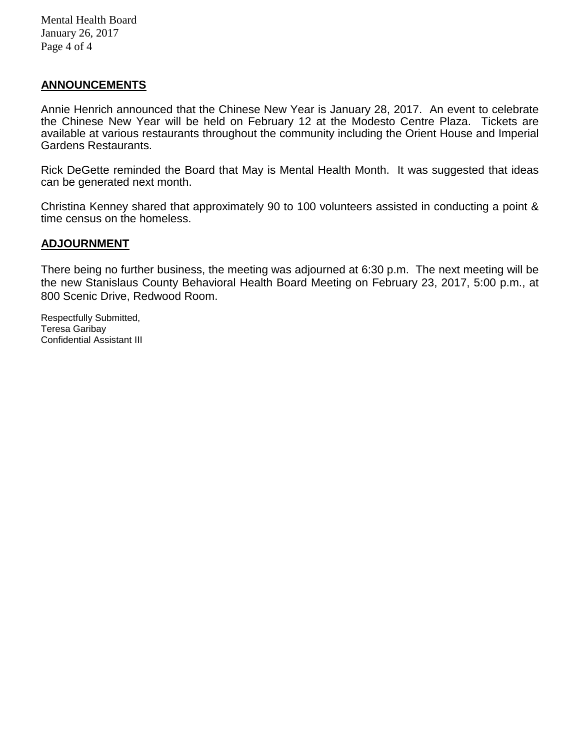## ANNOUNCEMENTS

Annie Henrich announced that the Chinese New Year is January 28, 2017. An event to celebrate the Chinese New Year will be held on February 12 at the Modesto Centre Plaza. Tickets are available at various restaurants throughout the community including the Orient House and Imperial Gardens Restaurants.

Rick DeGette reminded the Board that May is Mental Health Month. It was suggested that ideas can be generated next month.

Christina Kenney shared that approximately 90 to 100 volunteers assisted in conducting a point & time census on the homeless.

## ADJOURNMENT

There being no further business, the meeting was adjourned at 6:30 p.m. The next meeting will be the new Stanislaus County Behavioral Health Board Meeting on February 23, 2017, 5:00 p.m., at 800 Scenic Drive, Redwood Room.

Respectfully Submitted,
Teresa Garibay
Confidential Assistant III